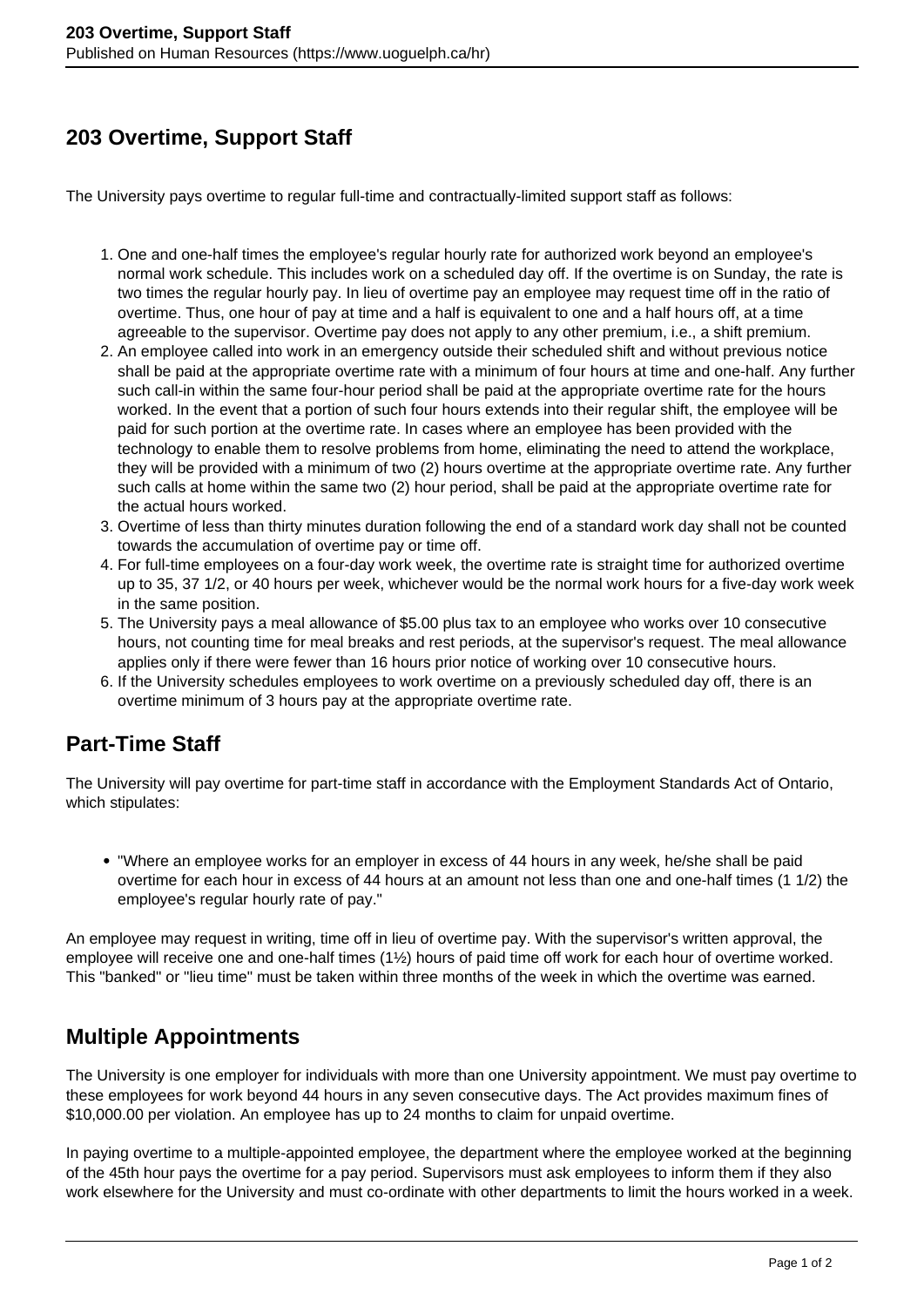# 203 Overtime, Support Staff

The University pays overtime to regular full-time and contractually-limited support staff as follows:

1. One and one-half times the employee's regular hourly rate for authorized work beyond an employee's normal work schedule. This includes work on a scheduled day off. If the overtime is on Sunday, the rate is two times the regular hourly pay. In lieu of overtime pay an employee may request time off in the ratio of overtime. Thus, one hour of pay at time and a half is equivalent to one and a half hours off, at a time agreeable to the supervisor. Overtime pay does not apply to any other premium, i.e., a shift premium.
2. An employee called into work in an emergency outside their scheduled shift and without previous notice shall be paid at the appropriate overtime rate with a minimum of four hours at time and one-half. Any further such call-in within the same four-hour period shall be paid at the appropriate overtime rate for the hours worked. In the event that a portion of such four hours extends into their regular shift, the employee will be paid for such portion at the overtime rate. In cases where an employee has been provided with the technology to enable them to resolve problems from home, eliminating the need to attend the workplace, they will be provided with a minimum of two (2) hours overtime at the appropriate overtime rate. Any further such calls at home within the same two (2) hour period, shall be paid at the appropriate overtime rate for the actual hours worked.
3. Overtime of less than thirty minutes duration following the end of a standard work day shall not be counted towards the accumulation of overtime pay or time off.
4. For full-time employees on a four-day work week, the overtime rate is straight time for authorized overtime up to 35, 37 1/2, or 40 hours per week, whichever would be the normal work hours for a five-day work week in the same position.
5. The University pays a meal allowance of $5.00 plus tax to an employee who works over 10 consecutive hours, not counting time for meal breaks and rest periods, at the supervisor's request. The meal allowance applies only if there were fewer than 16 hours prior notice of working over 10 consecutive hours.
6. If the University schedules employees to work overtime on a previously scheduled day off, there is an overtime minimum of 3 hours pay at the appropriate overtime rate.

## Part-Time Staff

The University will pay overtime for part-time staff in accordance with the Employment Standards Act of Ontario, which stipulates:

- "Where an employee works for an employer in excess of 44 hours in any week, he/she shall be paid overtime for each hour in excess of 44 hours at an amount not less than one and one-half times (1 1/2) the employee's regular hourly rate of pay."

An employee may request in writing, time off in lieu of overtime pay. With the supervisor's written approval, the employee will receive one and one-half times (1½) hours of paid time off work for each hour of overtime worked. This "banked" or "lieu time" must be taken within three months of the week in which the overtime was earned.

## Multiple Appointments

The University is one employer for individuals with more than one University appointment. We must pay overtime to these employees for work beyond 44 hours in any seven consecutive days. The Act provides maximum fines of $10,000.00 per violation. An employee has up to 24 months to claim for unpaid overtime.

In paying overtime to a multiple-appointed employee, the department where the employee worked at the beginning of the 45th hour pays the overtime for a pay period. Supervisors must ask employees to inform them if they also work elsewhere for the University and must co-ordinate with other departments to limit the hours worked in a week.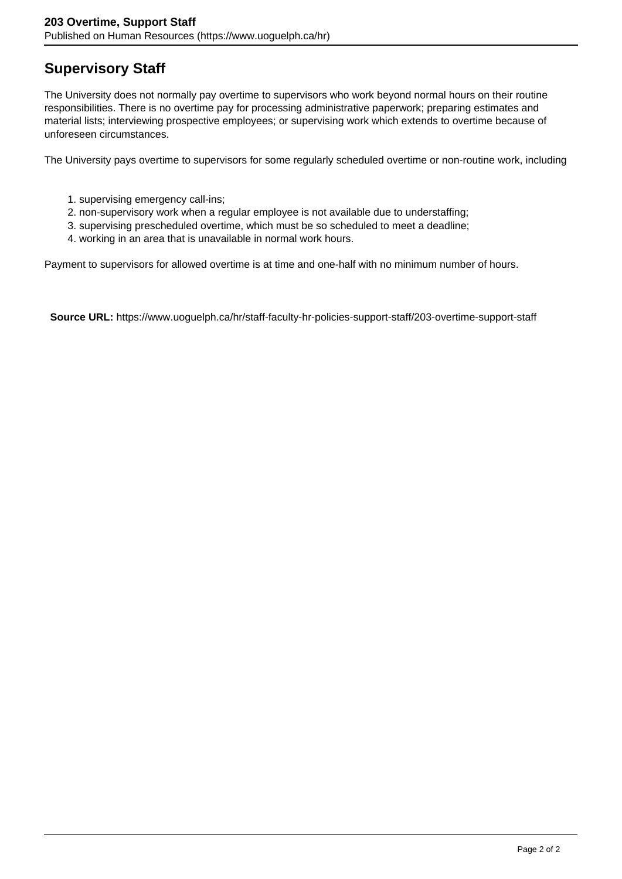## Supervisory Staff

The University does not normally pay overtime to supervisors who work beyond normal hours on their routine responsibilities. There is no overtime pay for processing administrative paperwork; preparing estimates and material lists; interviewing prospective employees; or supervising work which extends to overtime because of unforeseen circumstances.

The University pays overtime to supervisors for some regularly scheduled overtime or non-routine work, including

1. supervising emergency call-ins;
2. non-supervisory work when a regular employee is not available due to understaffing;
3. supervising prescheduled overtime, which must be so scheduled to meet a deadline;
4. working in an area that is unavailable in normal work hours.

Payment to supervisors for allowed overtime is at time and one-half with no minimum number of hours.

**Source URL:** https://www.uoguelph.ca/hr/staff-faculty-hr-policies-support-staff/203-overtime-support-staff